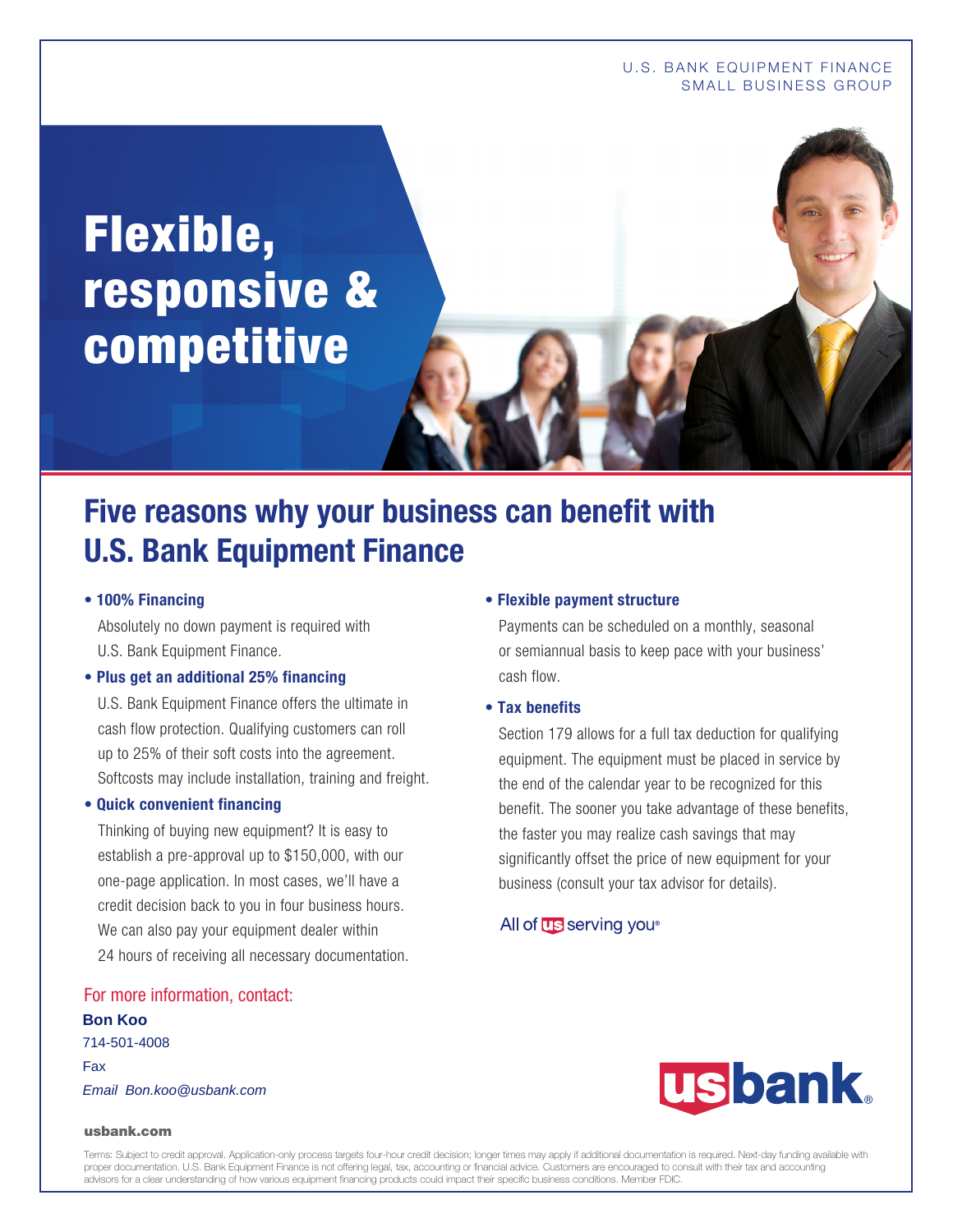U.S. BANK EQUIPMENT FINANCE
SMALL BUSINESS GROUP

# Flexible, responsive & competitive

## Five reasons why your business can benefit with U.S. Bank Equipment Finance

- **100% Financing**

  Absolutely no down payment is required with U.S. Bank Equipment Finance.

- **Plus get an additional 25% financing**

  U.S. Bank Equipment Finance offers the ultimate in cash flow protection. Qualifying customers can roll up to 25% of their soft costs into the agreement. Softcosts may include installation, training and freight.

- **Quick convenient financing**

  Thinking of buying new equipment? It is easy to establish a pre-approval up to $150,000, with our one-page application. In most cases, we'll have a credit decision back to you in four business hours. We can also pay your equipment dealer within 24 hours of receiving all necessary documentation.

- **Flexible payment structure**

  Payments can be scheduled on a monthly, seasonal or semiannual basis to keep pace with your business' cash flow.

- **Tax benefits**

  Section 179 allows for a full tax deduction for qualifying equipment. The equipment must be placed in service by the end of the calendar year to be recognized for this benefit. The sooner you take advantage of these benefits, the faster you may realize cash savings that may significantly offset the price of new equipment for your business (consult your tax advisor for details).

All of us serving you®

For more information, contact:

**Bon Koo**
714-501-4008
Fax
*Email Bon.koo@usbank.com*

usbank.com

usbank®

Terms: Subject to credit approval. Application-only process targets four-hour credit decision; longer times may apply if additional documentation is required. Next-day funding available with proper documentation. U.S. Bank Equipment Finance is not offering legal, tax, accounting or financial advice. Customers are encouraged to consult with their tax and accounting advisors for a clear understanding of how various equipment financing products could impact their specific business conditions. Member FDIC.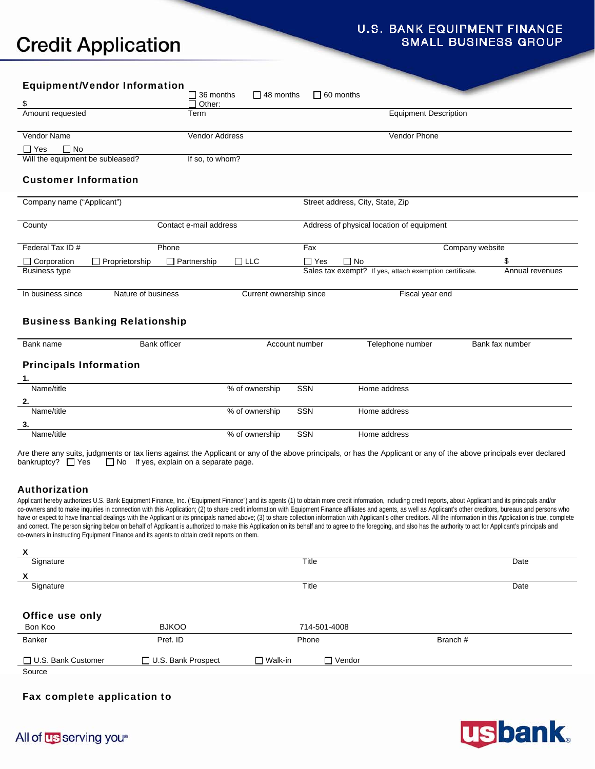# Credit Application

U.S. BANK EQUIPMENT FINANCE
SMALL BUSINESS GROUP

## Equipment/Vendor Information

| | | |
|---|---|---|
| $ | ☐ 36 months ☐ 48 months ☐ 60 months ☐ Other: | |
| Amount requested | Term | Equipment Description |
| Vendor Name | Vendor Address | Vendor Phone |
| ☐ Yes ☐ No | | |
| Will the equipment be subleased? | If so, to whom? | |

## Customer Information

| | | | |
|---|---|---|---|
| Company name ("Applicant") | | Street address, City, State, Zip | |
| County | Contact e-mail address | Address of physical location of equipment | |
| Federal Tax ID # | Phone | Fax | Company website |
| ☐ Corporation ☐ Proprietorship ☐ Partnership ☐ LLC | | ☐ Yes ☐ No | $ |
| Business type | | Sales tax exempt? If yes, attach exemption certificate. | Annual revenues |
| In business since | Nature of business | Current ownership since | Fiscal year end |

## Business Banking Relationship

| | | | | |
|---|---|---|---|---|
| Bank name | Bank officer | Account number | Telephone number | Bank fax number |

## Principals Information

| | | | | |
|---|---|---|---|---|
| 1. | Name/title | % of ownership | SSN | Home address |
| 2. | Name/title | % of ownership | SSN | Home address |
| 3. | Name/title | % of ownership | SSN | Home address |

Are there any suits, judgments or tax liens against the Applicant or any of the above principals, or has the Applicant or any of the above principals ever declared bankruptcy? ☐ Yes ☐ No If yes, explain on a separate page.

## Authorization

Applicant hereby authorizes U.S. Bank Equipment Finance, Inc. ("Equipment Finance") and its agents (1) to obtain more credit information, including credit reports, about Applicant and its principals and/or co-owners and to make inquiries in connection with this Application; (2) to share credit information with Equipment Finance affiliates and agents, as well as Applicant's other creditors, bureaus and persons who have or expect to have financial dealings with the Applicant or its principals named above; (3) to share collection information with Applicant's other creditors. All the information in this Application is true, complete and correct. The person signing below on behalf of Applicant is authorized to make this Application on its behalf and to agree to the foregoing, and also has the authority to act for Applicant's principals and co-owners in instructing Equipment Finance and its agents to obtain credit reports on them.

| | | |
|---|---|---|
| X | | |
| Signature | Title | Date |
| X | | |
| Signature | Title | Date |

## Office use only

| | | | |
|---|---|---|---|
| Bon Koo | BJKOO | 714-501-4008 | |
| Banker | Pref. ID | Phone | Branch # |
| ☐ U.S. Bank Customer | ☐ U.S. Bank Prospect | ☐ Walk-in | ☐ Vendor |
| Source | | | |

## Fax complete application to

All of us serving you®

usbank®